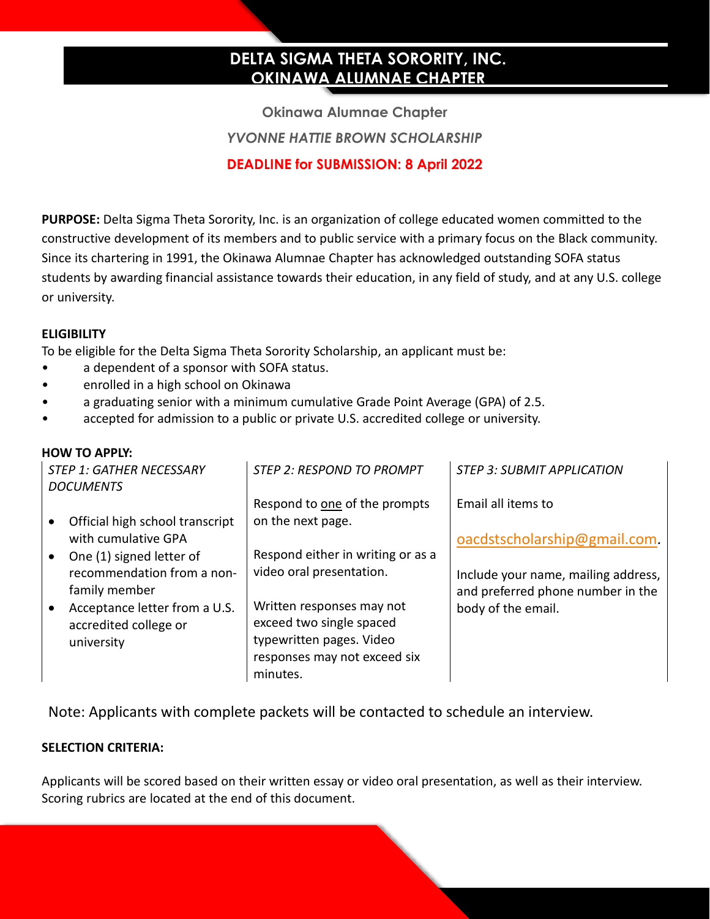# DELTA SIGMA THETA SORORITY, INC.
## OKINAWA ALUMNAE CHAPTER

**Okinawa Alumnae Chapter**

*YVONNE HATTIE BROWN SCHOLARSHIP*

**DEADLINE for SUBMISSION: 8 April 2022**

**PURPOSE:** Delta Sigma Theta Sorority, Inc. is an organization of college educated women committed to the constructive development of its members and to public service with a primary focus on the Black community. Since its chartering in 1991, the Okinawa Alumnae Chapter has acknowledged outstanding SOFA status students by awarding financial assistance towards their education, in any field of study, and at any U.S. college or university.

**ELIGIBILITY**

To be eligible for the Delta Sigma Theta Sorority Scholarship, an applicant must be:

- a dependent of a sponsor with SOFA status.
- enrolled in a high school on Okinawa
- a graduating senior with a minimum cumulative Grade Point Average (GPA) of 2.5.
- accepted for admission to a public or private U.S. accredited college or university.

**HOW TO APPLY:**

| *STEP 1: GATHER NECESSARY DOCUMENTS* | *STEP 2: RESPOND TO PROMPT* | *STEP 3: SUBMIT APPLICATION* |
|---|---|---|
| • Official high school transcript with cumulative GPA<br>• One (1) signed letter of recommendation from a non-family member<br>• Acceptance letter from a U.S. accredited college or university | Respond to one of the prompts on the next page.<br><br>Respond either in writing or as a video oral presentation.<br><br>Written responses may not exceed two single spaced typewritten pages. Video responses may not exceed six minutes. | Email all items to<br><br>oacdstscholarship@gmail.com.<br><br>Include your name, mailing address, and preferred phone number in the body of the email. |

Note: Applicants with complete packets will be contacted to schedule an interview.

**SELECTION CRITERIA:**

Applicants will be scored based on their written essay or video oral presentation, as well as their interview. Scoring rubrics are located at the end of this document.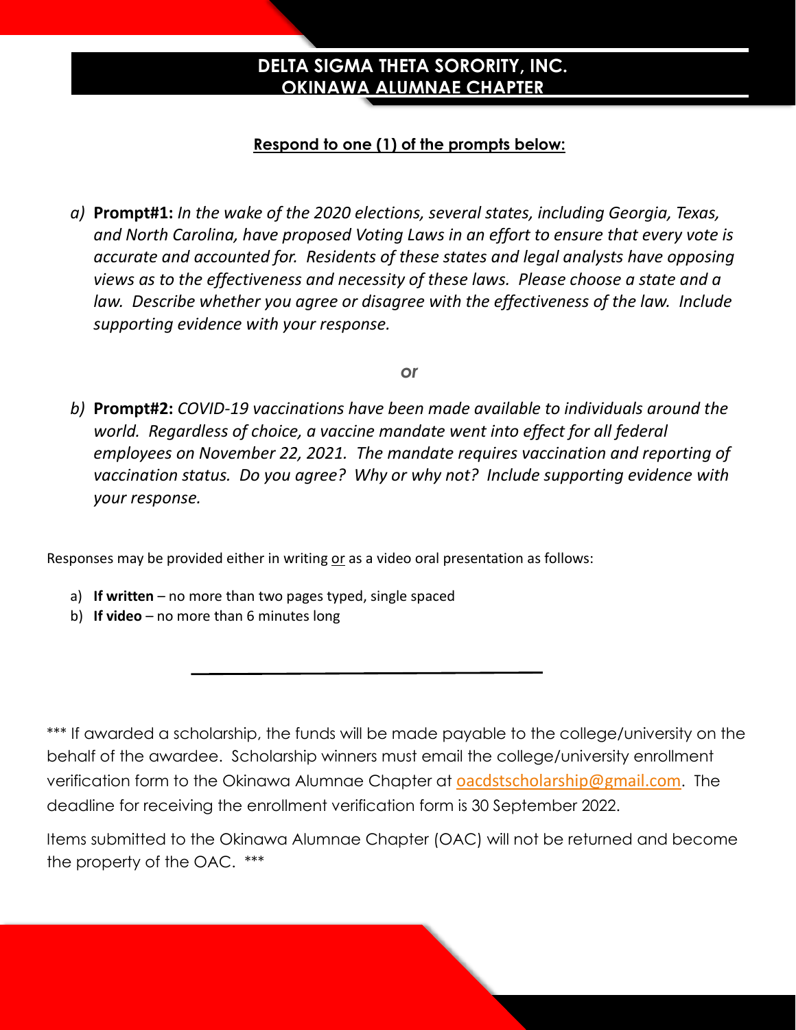# DELTA SIGMA THETA SORORITY, INC.
## OKINAWA ALUMNAE CHAPTER

**Respond to one (1) of the prompts below:**

a) **Prompt#1:** *In the wake of the 2020 elections, several states, including Georgia, Texas, and North Carolina, have proposed Voting Laws in an effort to ensure that every vote is accurate and accounted for. Residents of these states and legal analysts have opposing views as to the effectiveness and necessity of these laws. Please choose a state and a law. Describe whether you agree or disagree with the effectiveness of the law. Include supporting evidence with your response.*

*or*

b) **Prompt#2:** *COVID-19 vaccinations have been made available to individuals around the world. Regardless of choice, a vaccine mandate went into effect for all federal employees on November 22, 2021. The mandate requires vaccination and reporting of vaccination status. Do you agree? Why or why not? Include supporting evidence with your response.*

Responses may be provided either in writing or as a video oral presentation as follows:

a) **If written** – no more than two pages typed, single spaced
b) **If video** – no more than 6 minutes long

---

*** If awarded a scholarship, the funds will be made payable to the college/university on the behalf of the awardee. Scholarship winners must email the college/university enrollment verification form to the Okinawa Alumnae Chapter at oacdstscholarship@gmail.com. The deadline for receiving the enrollment verification form is 30 September 2022.

Items submitted to the Okinawa Alumnae Chapter (OAC) will not be returned and become the property of the OAC. ***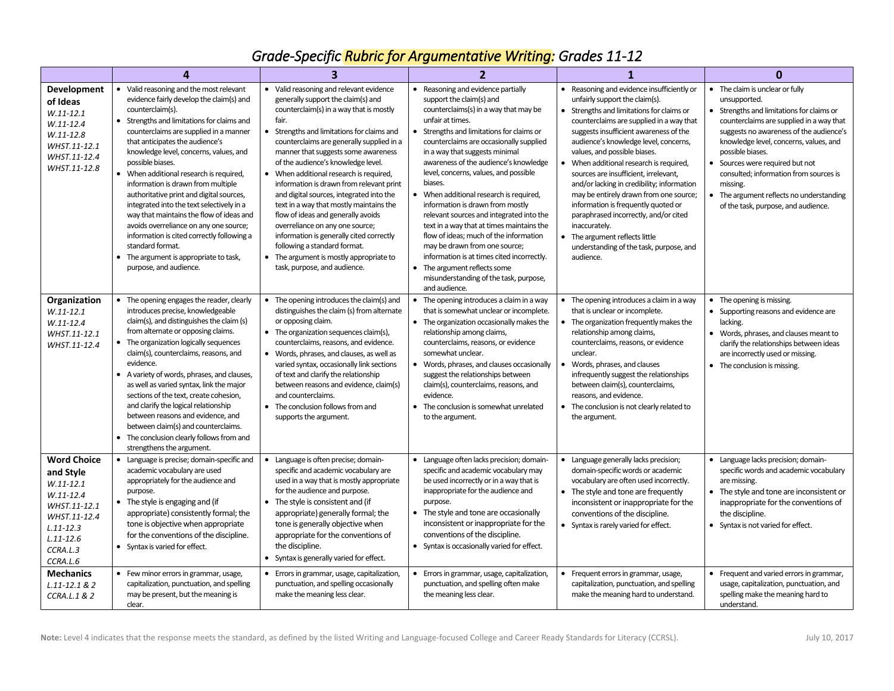# *Grade-Specific Rubric for Argumentative Writing: Grades 11-12*

| | 4 | 3 | 2 | 1 | 0 |
|---|---|---|---|---|---|
| **Development of Ideas** *W.11-12.1 W.11-12.4 W.11-12.8 WHST.11-12.1 WHST.11-12.4 WHST.11-12.8* | • Valid reasoning and the most relevant evidence fairly develop the claim(s) and counterclaim(s). • Strengths and limitations for claims and counterclaims are supplied in a manner that anticipates the audience's knowledge level, concerns, values, and possible biases. • When additional research is required, information is drawn from multiple authoritative print and digital sources, integrated into the text selectively in a way that maintains the flow of ideas and avoids overreliance on any one source; information is cited correctly following a standard format. • The argument is appropriate to task, purpose, and audience. | • Valid reasoning and relevant evidence generally support the claim(s) and counterclaim(s) in a way that is mostly fair. • Strengths and limitations for claims and counterclaims are generally supplied in a manner that suggests some awareness of the audience's knowledge level. • When additional research is required, information is drawn from relevant print and digital sources, integrated into the text in a way that mostly maintains the flow of ideas and generally avoids overreliance on any one source; information is generally cited correctly following a standard format. • The argument is mostly appropriate to task, purpose, and audience. | • Reasoning and evidence partially support the claim(s) and counterclaims(s) in a way that may be unfair at times. • Strengths and limitations for claims or counterclaims are occasionally supplied in a way that suggests minimal awareness of the audience's knowledge level, concerns, values, and possible biases. • When additional research is required, information is drawn from mostly relevant sources and integrated into the text in a way that at times maintains the flow of ideas; much of the information may be drawn from one source; information is at times cited incorrectly. • The argument reflects some misunderstanding of the task, purpose, and audience. | • Reasoning and evidence insufficiently or unfairly support the claim(s). • Strengths and limitations for claims or counterclaims are supplied in a way that suggests insufficient awareness of the audience's knowledge level, concerns, values, and possible biases. • When additional research is required, sources are insufficient, irrelevant, and/or lacking in credibility; information may be entirely drawn from one source; information is frequently quoted or paraphrased incorrectly, and/or cited inaccurately. • The argument reflects little understanding of the task, purpose, and audience. | • The claim is unclear or fully unsupported. • Strengths and limitations for claims or counterclaims are supplied in a way that suggests no awareness of the audience's knowledge level, concerns, values, and possible biases. • Sources were required but not consulted; information from sources is missing. • The argument reflects no understanding of the task, purpose, and audience. |
| **Organization** *W.11-12.1 W.11-12.4 WHST.11-12.1 WHST.11-12.4* | • The opening engages the reader, clearly introduces precise, knowledgeable claim(s), and distinguishes the claim (s) from alternate or opposing claims. • The organization logically sequences claim(s), counterclaims, reasons, and evidence. • A variety of words, phrases, and clauses, as well as varied syntax, link the major sections of the text, create cohesion, and clarify the logical relationship between reasons and evidence, and between claim(s) and counterclaims. • The conclusion clearly follows from and strengthens the argument. | • The opening introduces the claim(s) and distinguishes the claim (s) from alternate or opposing claim. • The organization sequences claim(s), counterclaims, reasons, and evidence. • Words, phrases, and clauses, as well as varied syntax, occasionally link sections of text and clarify the relationship between reasons and evidence, claim(s) and counterclaims. • The conclusion follows from and supports the argument. | • The opening introduces a claim in a way that is somewhat unclear or incomplete. • The organization occasionally makes the relationship among claims, counterclaims, reasons, or evidence somewhat unclear. • Words, phrases, and clauses occasionally suggest the relationships between claim(s), counterclaims, reasons, and evidence. • The conclusion is somewhat unrelated to the argument. | • The opening introduces a claim in a way that is unclear or incomplete. • The organization frequently makes the relationship among claims, counterclaims, reasons, or evidence unclear. • Words, phrases, and clauses infrequently suggest the relationships between claim(s), counterclaims, reasons, and evidence. • The conclusion is not clearly related to the argument. | • The opening is missing. • Supporting reasons and evidence are lacking. • Words, phrases, and clauses meant to clarify the relationships between ideas are incorrectly used or missing. • The conclusion is missing. |
| **Word Choice and Style** *W.11-12.1 W.11-12.4 WHST.11-12.1 WHST.11-12.4 L.11-12.3 L.11-12.6 CCRA.L.3 CCRA.L.6* | • Language is precise; domain-specific and academic vocabulary are used appropriately for the audience and purpose. • The style is engaging and (if appropriate) consistently formal; the tone is objective when appropriate for the conventions of the discipline. • Syntax is varied for effect. | • Language is often precise; domain-specific and academic vocabulary are used in a way that is mostly appropriate for the audience and purpose. • The style is consistent and (if appropriate) generally formal; the tone is generally objective when appropriate for the conventions of the discipline. • Syntax is generally varied for effect. | • Language often lacks precision; domain-specific and academic vocabulary may be used incorrectly or in a way that is inappropriate for the audience and purpose. • The style and tone are occasionally inconsistent or inappropriate for the conventions of the discipline. • Syntax is occasionally varied for effect. | • Language generally lacks precision; domain-specific words or academic vocabulary are often used incorrectly. • The style and tone are frequently inconsistent or inappropriate for the conventions of the discipline. • Syntax is rarely varied for effect. | • Language lacks precision; domain-specific words and academic vocabulary are missing. • The style and tone are inconsistent or inappropriate for the conventions of the discipline. • Syntax is not varied for effect. |
| **Mechanics** *L.11-12.1 & 2 CCRA.L.1 & 2* | • Few minor errors in grammar, usage, capitalization, punctuation, and spelling may be present, but the meaning is clear. | • Errors in grammar, usage, capitalization, punctuation, and spelling occasionally make the meaning less clear. | • Errors in grammar, usage, capitalization, punctuation, and spelling often make the meaning less clear. | • Frequent errors in grammar, usage, capitalization, punctuation and spelling make the meaning hard to understand. | • Frequent and varied errors in grammar, usage, capitalization, punctuation, and spelling make the meaning hard to understand. |

**Note:** Level 4 indicates that the response meets the standard, as defined by the listed Writing and Language-focused College and Career Ready Standards for Literacy (CCRSL).

July 10, 2017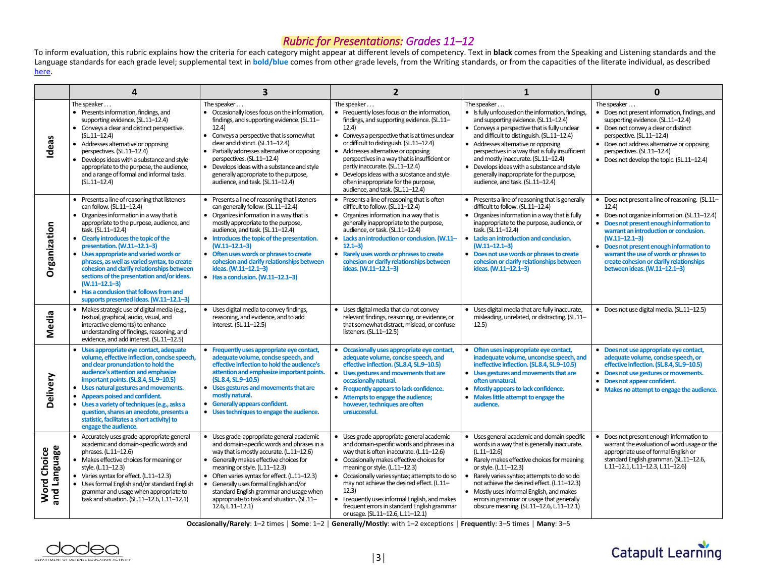# *Rubric for Presentations: Grades 11–12*

To inform evaluation, this rubric explains how the criteria for each category might appear at different levels of competency. Text in **black** comes from the Speaking and Listening standards and the Language standards for each grade level; supplemental text in **bold/blue** comes from other grade levels, from the Writing standards, or from the capacities of the literate individual, as described here.

| | 4 | 3 | 2 | 1 | 0 |
|---|---|---|---|---|---|
| **Ideas** | The speaker . . .<br>• Presents information, findings, and supporting evidence. (SL.11–12.4)<br>• Conveys a clear and distinct perspective. (SL.11–12.4)<br>• Addresses alternative or opposing perspectives. (SL.11–12.4)<br>• Develops ideas with a substance and style appropriate to the purpose, the audience, and a range of formal and informal tasks. (SL.11–12.4) | The speaker . . .<br>• Occasionally loses focus on the information, findings, and supporting evidence. (SL.11–12.4)<br>• Conveys a perspective that is somewhat clear and distinct. (SL.11–12.4)<br>• Partially addresses alternative or opposing perspectives. (SL.11–12.4)<br>• Develops ideas with a substance and style generally appropriate to the purpose, audience, and task. (SL.11–12.4) | The speaker . . .<br>• Frequently loses focus on the information, findings, and supporting evidence. (SL.11–12.4)<br>• Conveys a perspective that is at times unclear or difficult to distinguish. (SL.11–12.4)<br>• Addresses alternative or opposing perspectives in a way that is insufficient or partly inaccurate. (SL.11–12.4)<br>• Develops ideas with a substance and style often inappropriate for the purpose, audience, and task. (SL.11–12.4) | The speaker . . .<br>• Is fully unfocused on the information, findings, and supporting evidence. (SL.11–12.4)<br>• Conveys a perspective that is fully unclear and difficult to distinguish. (SL.11–12.4)<br>• Addresses alternative or opposing perspectives in a way that is fully insufficient and mostly inaccurate. (SL.11–12.4)<br>• Develops ideas with a substance and style generally inappropriate for the purpose, audience, and task. (SL.11–12.4) | The speaker . . .<br>• Does not present information, findings, and supporting evidence. (SL.11–12.4)<br>• Does not convey a clear or distinct perspective. (SL.11–12.4)<br>• Does not address alternative or opposing perspectives. (SL.11–12.4)<br>• Does not develop the topic. (SL.11–12.4) |
| **Organization** | • Presents a line of reasoning that listeners can follow. (SL.11–12.4)<br>• Organizes information in a way that is appropriate to the purpose, audience, and task. (SL.11–12.4)<br>• **Clearly introduces the topic of the presentation. (W.11–12.1–3)**<br>• **Uses appropriate and varied words or phrases, as well as varied syntax, to create cohesion and clarify relationships between sections of the presentation and/or ideas. (W.11–12.1–3)**<br>• **Has a conclusion that follows from and supports presented ideas. (W.11–12.1–3)** | • Presents a line of reasoning that listeners can generally follow. (SL.11–12.4)<br>• Organizes information in a way that is mostly appropriate to the purpose, audience, and task. (SL.11–12.4)<br>• **Introduces the topic of the presentation. (W.11–12.1–3)**<br>• **Often uses words or phrases to create cohesion and clarify relationships between ideas. (W.11–12.1–3)**<br>• **Has a conclusion. (W.11–12.1–3)** | • Presents a line of reasoning that is often difficult to follow. (SL.11–12.4)<br>• Organizes information in a way that is generally inappropriate to the purpose, audience, or task. (SL.11–12.4)<br>• **Lacks an introduction or conclusion. (W.11–12.1–3)**<br>• **Rarely uses words or phrases to create cohesion or clarify relationships between ideas. (W.11–12.1–3)** | • Presents a line of reasoning that is generally difficult to follow. (SL.11–12.4)<br>• Organizes information in a way that is fully inappropriate to the purpose, audience, or task. (SL.11–12.4)<br>• **Lacks an introduction and conclusion. (W.11–12.1–3)**<br>• **Does not use words or phrases to create cohesion or clarify relationships between ideas. (W.11–12.1–3)** | • Does not present a line of reasoning. (SL.11–12.4)<br>• Does not organize information. (SL.11–12.4)<br>• **Does not present enough information to warrant an introduction or conclusion. (W.11–12.1–3)**<br>• **Does not present enough information to warrant the use of words or phrases to create cohesion or clarify relationships between ideas. (W.11–12.1–3)** |
| **Media** | • Makes strategic use of digital media (e.g., textual, graphical, audio, visual, and interactive elements) to enhance understanding of findings, reasoning, and evidence, and add interest. (SL.11–12.5) | • Uses digital media to convey findings, reasoning, and evidence, and to add interest. (SL.11–12.5) | • Uses digital media that do not convey relevant findings, reasoning, or evidence, or that somewhat distract, mislead, or confuse listeners. (SL.11–12.5) | • Uses digital media that are fully inaccurate, misleading, unrelated, or distracting. (SL.11–12.5) | • Does not use digital media. (SL.11–12.5) |
| **Delivery** | • **Uses appropriate eye contact, adequate volume, effective inflection, concise speech, and clear pronunciation to hold the audience's attention and emphasize important points. (SL.8.4, SL.9–10.5)**<br>• **Uses natural gestures and movements.**<br>• **Appears poised and confident.**<br>• **Uses a variety of techniques (e.g., asks a question, shares an anecdote, presents a statistic, facilitates a short activity) to engage the audience.** | • **Frequently uses appropriate eye contact, adequate volume, concise speech, and effective inflection to hold the audience's attention and emphasize important points. (SL.8.4, SL.9–10.5)**<br>• **Uses gestures and movements that are mostly natural.**<br>• **Generally appears confident.**<br>• **Uses techniques to engage the audience.** | • **Occasionally uses appropriate eye contact, adequate volume, concise speech, and effective inflection. (SL.8.4, SL.9–10.5)**<br>• **Uses gestures and movements that are occasionally natural.**<br>• **Frequently appears to lack confidence.**<br>• **Attempts to engage the audience; however, techniques are often unsuccessful.** | • **Often uses inappropriate eye contact, inadequate volume, unconcise speech, and ineffective inflection. (SL.8.4, SL.9–10.5)**<br>• **Uses gestures and movements that are often unnatural.**<br>• **Mostly appears to lack confidence.**<br>• **Makes little attempt to engage the audience.** | • **Does not use appropriate eye contact, adequate volume, concise speech, or effective inflection. (SL.8.4, SL.9–10.5)**<br>• **Does not use gestures or movements.**<br>• **Does not appear confident.**<br>• **Makes no attempt to engage the audience.** |
| **Word Choice and Language** | • Accurately uses grade-appropriate general academic and domain-specific words and phrases. (L.11–12.6)<br>• Makes effective choices for meaning or style. (L.11–12.3)<br>• Varies syntax for effect. (L.11–12.3)<br>• Uses formal English and/or standard English grammar and usage when appropriate to task and situation. (SL.11–12.6, L.11–12.1) | • Uses grade-appropriate general academic and domain-specific words and phrases in a way that is mostly accurate. (L.11–12.6)<br>• Generally makes effective choices for meaning or style. (L.11–12.3)<br>• Often varies syntax for effect. (L.11–12.3)<br>• Generally uses formal English and/or standard English grammar and usage when appropriate to task and situation. (SL.11–12.6, L.11–12.1) | • Uses grade-appropriate general academic and domain-specific words and phrases in a way that is often inaccurate. (L.11–12.6)<br>• Occasionally makes effective choices for meaning or style. (L.11–12.3)<br>• Occasionally varies syntax; attempts to do so may not achieve the desired effect. (L.11–12.3)<br>• Frequently uses informal English and makes frequent errors in standard English grammar or usage. (SL.11–12.6, L.11–12.1) | • Uses general academic and domain-specific words in a way that is generally inaccurate. (L.11–12.6)<br>• Rarely makes effective choices for meaning or style. (L.11–12.3)<br>• Rarely varies syntax; attempts to do so do not achieve the desired effect. (L.11–12.3)<br>• Mostly uses informal English, and makes errors in grammar or usage that generally obscure meaning. (SL.11–12.6, L.11–12.1) | • Does not present enough information to warrant the evaluation of word usage or the appropriate use of formal English or standard English grammar. (SL.11–12.6, L.11–12.1, L.11–12.3, L.11–12.6) |

**Occasionally/Rarely**: 1–2 times | **Some**: 1–2 | **Generally/Mostly**: with 1–2 exceptions | **Frequently**: 3–5 times | **Many**: 3–5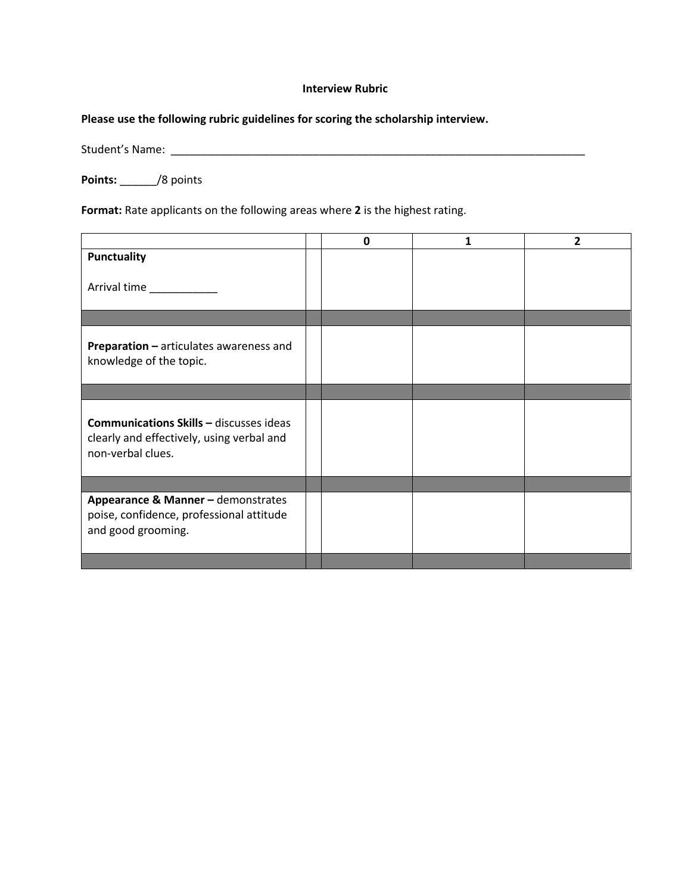# Interview Rubric

**Please use the following rubric guidelines for scoring the scholarship interview.**

Student's Name: ______________________________________________________________________

**Points:** ______/8 points

**Format:** Rate applicants on the following areas where **2** is the highest rating.

| | | 0 | 1 | 2 |
|---|---|---|---|---|
| **Punctuality**<br><br>Arrival time ___________ | | | | |
| | | | | |
| **Preparation –** articulates awareness and knowledge of the topic. | | | | |
| | | | | |
| **Communications Skills –** discusses ideas clearly and effectively, using verbal and non-verbal clues. | | | | |
| | | | | |
| **Appearance & Manner –** demonstrates poise, confidence, professional attitude and good grooming. | | | | |
| | | | | |